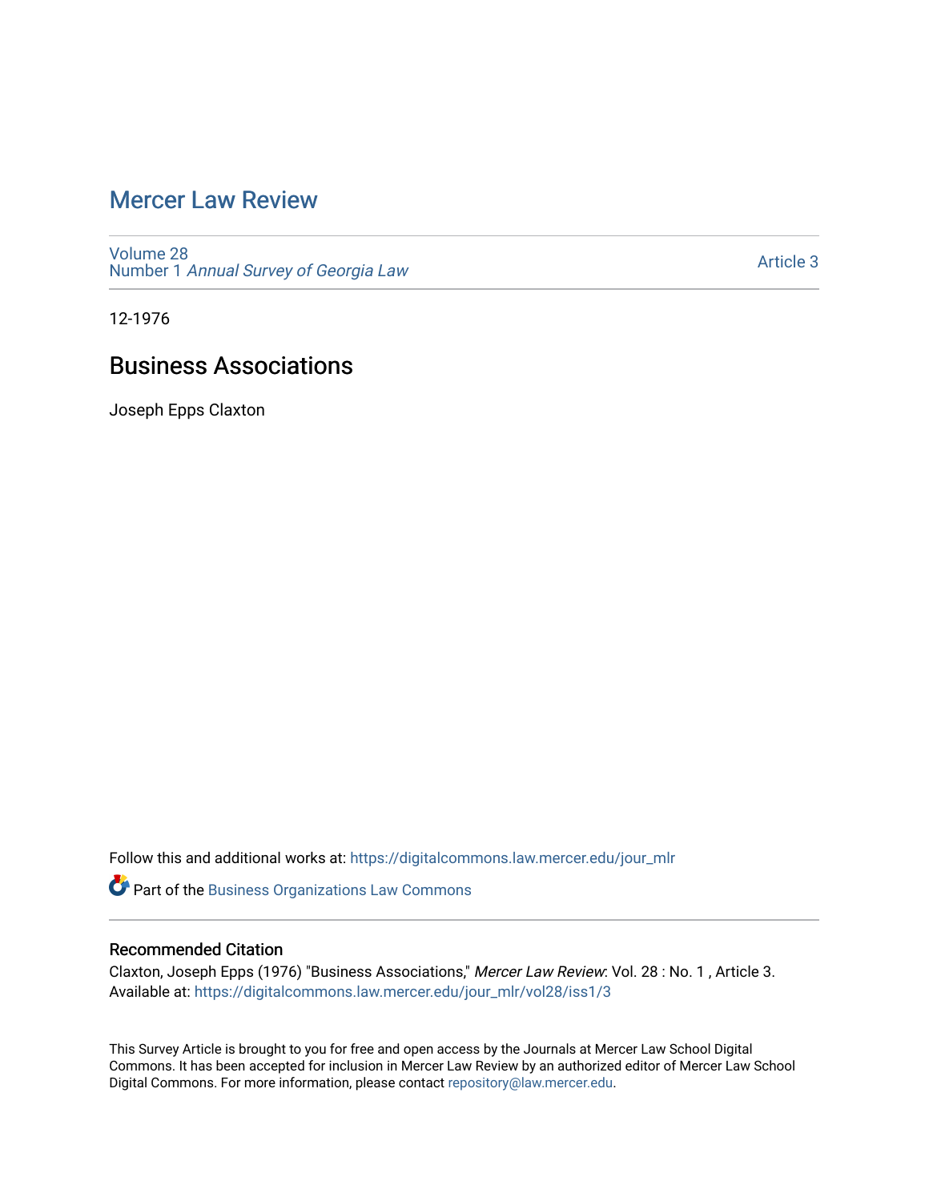# Mercer Law Review

Volume 28
Number 1 *Annual Survey of Georgia Law*

Article 3

12-1976

## Business Associations

Joseph Epps Claxton

Follow this and additional works at: https://digitalcommons.law.mercer.edu/jour_mlr

Part of the Business Organizations Law Commons

### Recommended Citation

Claxton, Joseph Epps (1976) "Business Associations," *Mercer Law Review*: Vol. 28 : No. 1 , Article 3.
Available at: https://digitalcommons.law.mercer.edu/jour_mlr/vol28/iss1/3

This Survey Article is brought to you for free and open access by the Journals at Mercer Law School Digital Commons. It has been accepted for inclusion in Mercer Law Review by an authorized editor of Mercer Law School Digital Commons. For more information, please contact repository@law.mercer.edu.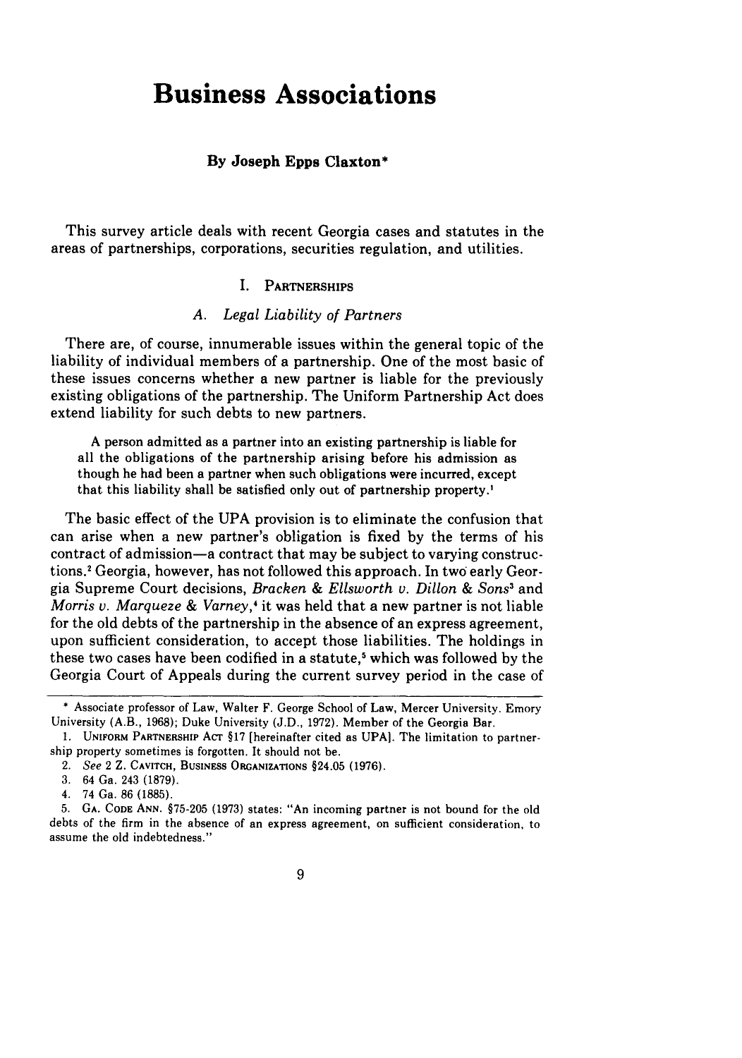# Business Associations

**By Joseph Epps Claxton***

This survey article deals with recent Georgia cases and statutes in the areas of partnerships, corporations, securities regulation, and utilities.

## I. Partnerships

### A. *Legal Liability of Partners*

There are, of course, innumerable issues within the general topic of the liability of individual members of a partnership. One of the most basic of these issues concerns whether a new partner is liable for the previously existing obligations of the partnership. The Uniform Partnership Act does extend liability for such debts to new partners.

> A person admitted as a partner into an existing partnership is liable for all the obligations of the partnership arising before his admission as though he had been a partner when such obligations were incurred, except that this liability shall be satisfied only out of partnership property.[1]

The basic effect of the UPA provision is to eliminate the confusion that can arise when a new partner's obligation is fixed by the terms of his contract of admission—a contract that may be subject to varying constructions.[2] Georgia, however, has not followed this approach. In two early Georgia Supreme Court decisions, *Bracken & Ellsworth v. Dillon & Sons*[3] and *Morris v. Marqueze & Varney*,[4] it was held that a new partner is not liable for the old debts of the partnership in the absence of an express agreement, upon sufficient consideration, to accept those liabilities. The holdings in these two cases have been codified in a statute,[5] which was followed by the Georgia Court of Appeals during the current survey period in the case of

---

\* Associate professor of Law, Walter F. George School of Law, Mercer University. Emory University (A.B., 1968); Duke University (J.D., 1972). Member of the Georgia Bar.

1. Uniform Partnership Act §17 [hereinafter cited as UPA]. The limitation to partnership property sometimes is forgotten. It should not be.

2. *See* 2 Z. Cavitch, Business Organizations §24.05 (1976).

3. 64 Ga. 243 (1879).

4. 74 Ga. 86 (1885).

5. Ga. Code Ann. §75-205 (1973) states: "An incoming partner is not bound for the old debts of the firm in the absence of an express agreement, on sufficient consideration, to assume the old indebtedness."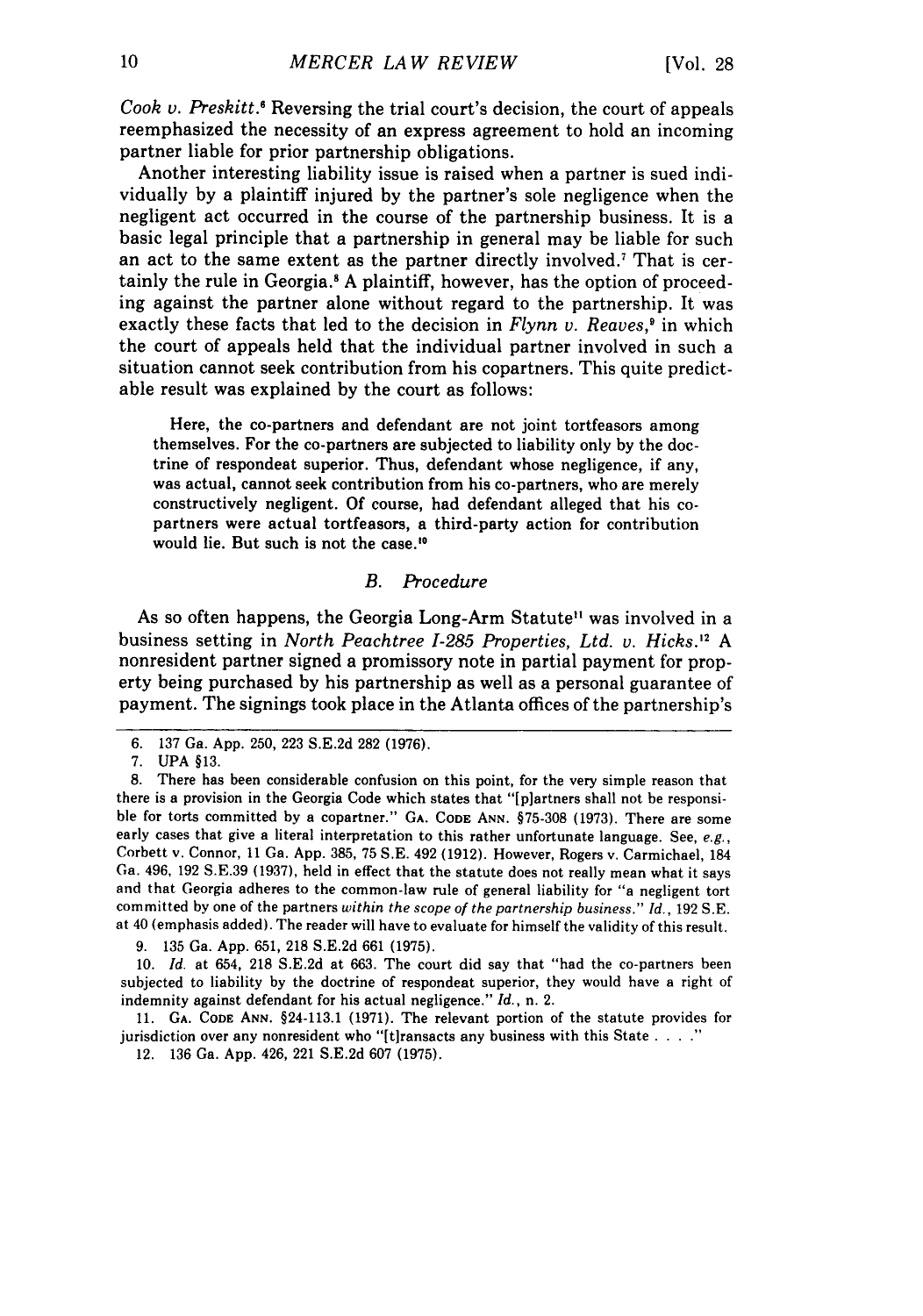*Cook v. Preskitt*.[6] Reversing the trial court's decision, the court of appeals reemphasized the necessity of an express agreement to hold an incoming partner liable for prior partnership obligations.

Another interesting liability issue is raised when a partner is sued individually by a plaintiff injured by the partner's sole negligence when the negligent act occurred in the course of the partnership business. It is a basic legal principle that a partnership in general may be liable for such an act to the same extent as the partner directly involved.[7] That is certainly the rule in Georgia.[8] A plaintiff, however, has the option of proceeding against the partner alone without regard to the partnership. It was exactly these facts that led to the decision in *Flynn v. Reaves*,[9] in which the court of appeals held that the individual partner involved in such a situation cannot seek contribution from his copartners. This quite predictable result was explained by the court as follows:

> Here, the co-partners and defendant are not joint tortfeasors among themselves. For the co-partners are subjected to liability only by the doctrine of respondeat superior. Thus, defendant whose negligence, if any, was actual, cannot seek contribution from his co-partners, who are merely constructively negligent. Of course, had defendant alleged that his co-partners were actual tortfeasors, a third-party action for contribution would lie. But such is not the case.[10]

### *B. Procedure*

As so often happens, the Georgia Long-Arm Statute[11] was involved in a business setting in *North Peachtree I-285 Properties, Ltd. v. Hicks*.[12] A nonresident partner signed a promissory note in partial payment for property being purchased by his partnership as well as a personal guarantee of payment. The signings took place in the Atlanta offices of the partnership's

---

6. 137 Ga. App. 250, 223 S.E.2d 282 (1976).

7. UPA §13.

8. There has been considerable confusion on this point, for the very simple reason that there is a provision in the Georgia Code which states that "[p]artners shall not be responsible for torts committed by a copartner." GA. CODE ANN. §75-308 (1973). There are some early cases that give a literal interpretation to this rather unfortunate language. See, *e.g.*, Corbett v. Connor, 11 Ga. App. 385, 75 S.E. 492 (1912). However, Rogers v. Carmichael, 184 Ga. 496, 192 S.E.39 (1937), held in effect that the statute does not really mean what it says and that Georgia adheres to the common-law rule of general liability for "a negligent tort committed by one of the partners *within the scope of the partnership business*." *Id.*, 192 S.E. at 40 (emphasis added). The reader will have to evaluate for himself the validity of this result.

9. 135 Ga. App. 651, 218 S.E.2d 661 (1975).

10. *Id.* at 654, 218 S.E.2d at 663. The court did say that "had the co-partners been subjected to liability by the doctrine of respondeat superior, they would have a right of indemnity against defendant for his actual negligence." *Id.*, n. 2.

11. GA. CODE ANN. §24-113.1 (1971). The relevant portion of the statute provides for jurisdiction over any nonresident who "[t]ransacts any business with this State . . . ."

12. 136 Ga. App. 426, 221 S.E.2d 607 (1975).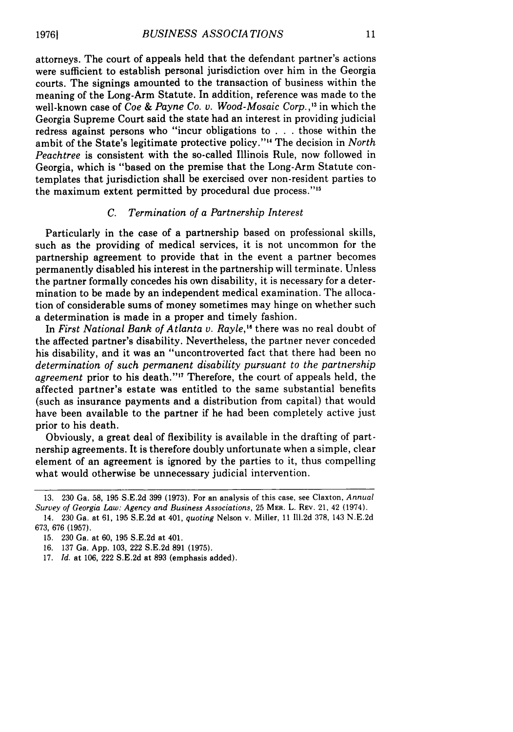attorneys. The court of appeals held that the defendant partner's actions were sufficient to establish personal jurisdiction over him in the Georgia courts. The signings amounted to the transaction of business within the meaning of the Long-Arm Statute. In addition, reference was made to the well-known case of *Coe & Payne Co. v. Wood-Mosaic Corp.*,[13] in which the Georgia Supreme Court said the state had an interest in providing judicial redress against persons who "incur obligations to . . . those within the ambit of the State's legitimate protective policy."[14] The decision in *North Peachtree* is consistent with the so-called Illinois Rule, now followed in Georgia, which is "based on the premise that the Long-Arm Statute contemplates that jurisdiction shall be exercised over non-resident parties to the maximum extent permitted by procedural due process."[15]

### *C. Termination of a Partnership Interest*

Particularly in the case of a partnership based on professional skills, such as the providing of medical services, it is not uncommon for the partnership agreement to provide that in the event a partner becomes permanently disabled his interest in the partnership will terminate. Unless the partner formally concedes his own disability, it is necessary for a determination to be made by an independent medical examination. The allocation of considerable sums of money sometimes may hinge on whether such a determination is made in a proper and timely fashion.

In *First National Bank of Atlanta v. Rayle*,[16] there was no real doubt of the affected partner's disability. Nevertheless, the partner never conceded his disability, and it was an "uncontroverted fact that there had been no *determination of such permanent disability pursuant to the partnership agreement* prior to his death."[17] Therefore, the court of appeals held, the affected partner's estate was entitled to the same substantial benefits (such as insurance payments and a distribution from capital) that would have been available to the partner if he had been completely active just prior to his death.

Obviously, a great deal of flexibility is available in the drafting of partnership agreements. It is therefore doubly unfortunate when a simple, clear element of an agreement is ignored by the parties to it, thus compelling what would otherwise be unnecessary judicial intervention.

---

13. 230 Ga. 58, 195 S.E.2d 399 (1973). For an analysis of this case, see Claxton, *Annual Survey of Georgia Law: Agency and Business Associations*, 25 MER. L. REV. 21, 42 (1974).

14. 230 Ga. at 61, 195 S.E.2d at 401, *quoting* Nelson v. Miller, 11 Ill.2d 378, 143 N.E.2d 673, 676 (1957).

15. 230 Ga. at 60, 195 S.E.2d at 401.

16. 137 Ga. App. 103, 222 S.E.2d 891 (1975).

17. *Id.* at 106, 222 S.E.2d at 893 (emphasis added).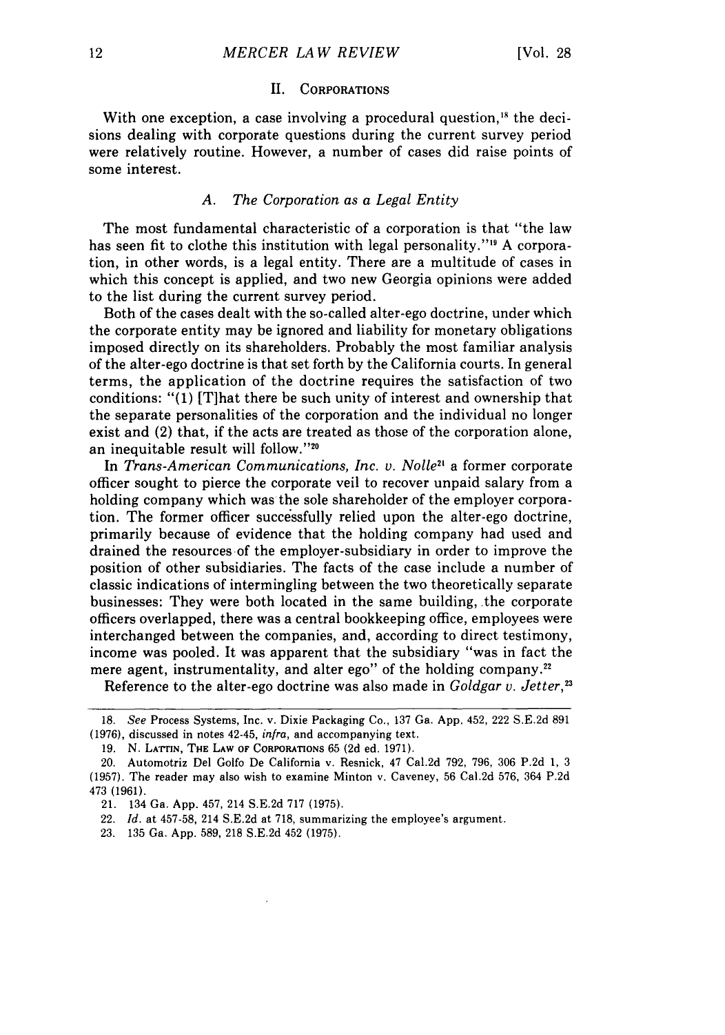## II. Corporations

With one exception, a case involving a procedural question,[18] the decisions dealing with corporate questions during the current survey period were relatively routine. However, a number of cases did raise points of some interest.

### A. The Corporation as a Legal Entity

The most fundamental characteristic of a corporation is that "the law has seen fit to clothe this institution with legal personality."[19] A corporation, in other words, is a legal entity. There are a multitude of cases in which this concept is applied, and two new Georgia opinions were added to the list during the current survey period.

Both of the cases dealt with the so-called alter-ego doctrine, under which the corporate entity may be ignored and liability for monetary obligations imposed directly on its shareholders. Probably the most familiar analysis of the alter-ego doctrine is that set forth by the California courts. In general terms, the application of the doctrine requires the satisfaction of two conditions: "(1) [T]hat there be such unity of interest and ownership that the separate personalities of the corporation and the individual no longer exist and (2) that, if the acts are treated as those of the corporation alone, an inequitable result will follow."[20]

In *Trans-American Communications, Inc. v. Nolle*[21] a former corporate officer sought to pierce the corporate veil to recover unpaid salary from a holding company which was the sole shareholder of the employer corporation. The former officer successfully relied upon the alter-ego doctrine, primarily because of evidence that the holding company had used and drained the resources of the employer-subsidiary in order to improve the position of other subsidiaries. The facts of the case include a number of classic indications of intermingling between the two theoretically separate businesses: They were both located in the same building, the corporate officers overlapped, there was a central bookkeeping office, employees were interchanged between the companies, and, according to direct testimony, income was pooled. It was apparent that the subsidiary "was in fact the mere agent, instrumentality, and alter ego" of the holding company.[22]

Reference to the alter-ego doctrine was also made in *Goldgar v. Jetter*,[23]

---

18. *See* Process Systems, Inc. v. Dixie Packaging Co., 137 Ga. App. 452, 222 S.E.2d 891 (1976), discussed in notes 42-45, *infra*, and accompanying text.

19. N. Lattin, The Law of Corporations 65 (2d ed. 1971).

20. Automotriz Del Golfo De California v. Resnick, 47 Cal.2d 792, 796, 306 P.2d 1, 3 (1957). The reader may also wish to examine Minton v. Caveney, 56 Cal.2d 576, 364 P.2d 473 (1961).

21. 134 Ga. App. 457, 214 S.E.2d 717 (1975).

22. *Id.* at 457-58, 214 S.E.2d at 718, summarizing the employee's argument.

23. 135 Ga. App. 589, 218 S.E.2d 452 (1975).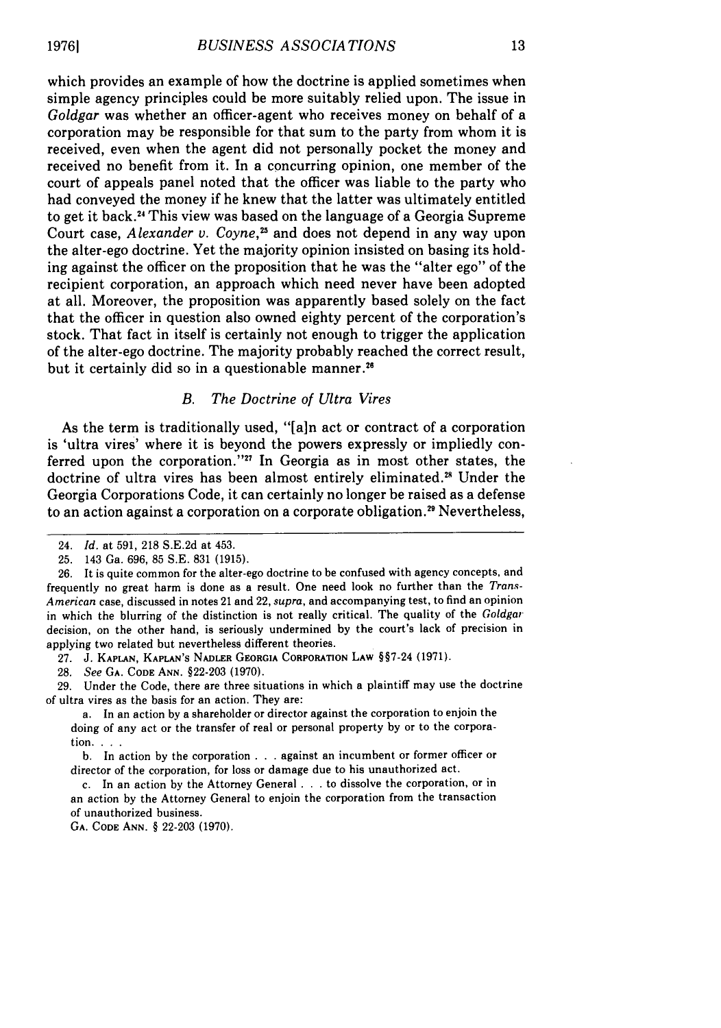which provides an example of how the doctrine is applied sometimes when simple agency principles could be more suitably relied upon. The issue in *Goldgar* was whether an officer-agent who receives money on behalf of a corporation may be responsible for that sum to the party from whom it is received, even when the agent did not personally pocket the money and received no benefit from it. In a concurring opinion, one member of the court of appeals panel noted that the officer was liable to the party who had conveyed the money if he knew that the latter was ultimately entitled to get it back.[24] This view was based on the language of a Georgia Supreme Court case, *Alexander v. Coyne*,[25] and does not depend in any way upon the alter-ego doctrine. Yet the majority opinion insisted on basing its holding against the officer on the proposition that he was the "alter ego" of the recipient corporation, an approach which need never have been adopted at all. Moreover, the proposition was apparently based solely on the fact that the officer in question also owned eighty percent of the corporation's stock. That fact in itself is certainly not enough to trigger the application of the alter-ego doctrine. The majority probably reached the correct result, but it certainly did so in a questionable manner.[26]

### *B. The Doctrine of Ultra Vires*

As the term is traditionally used, "[a]n act or contract of a corporation is 'ultra vires' where it is beyond the powers expressly or impliedly conferred upon the corporation."[27] In Georgia as in most other states, the doctrine of ultra vires has been almost entirely eliminated.[28] Under the Georgia Corporations Code, it can certainly no longer be raised as a defense to an action against a corporation on a corporate obligation.[29] Nevertheless,

---

24. *Id.* at 591, 218 S.E.2d at 453.

25. 143 Ga. 696, 85 S.E. 831 (1915).

26. It is quite common for the alter-ego doctrine to be confused with agency concepts, and frequently no great harm is done as a result. One need look no further than the *Trans-American* case, discussed in notes 21 and 22, *supra*, and accompanying test, to find an opinion in which the blurring of the distinction is not really critical. The quality of the *Goldgar* decision, on the other hand, is seriously undermined by the court's lack of precision in applying two related but nevertheless different theories.

27. J. KAPLAN, KAPLAN'S NADLER GEORGIA CORPORATION LAW §§7-24 (1971).

28. *See* GA. CODE ANN. §22-203 (1970).

29. Under the Code, there are three situations in which a plaintiff may use the doctrine of ultra vires as the basis for an action. They are:

> a. In an action by a shareholder or director against the corporation to enjoin the doing of any act or the transfer of real or personal property by or to the corporation. . . .
>
> b. In action by the corporation . . . against an incumbent or former officer or director of the corporation, for loss or damage due to his unauthorized act.
>
> c. In an action by the Attorney General . . . to dissolve the corporation, or in an action by the Attorney General to enjoin the corporation from the transaction of unauthorized business.

GA. CODE ANN. § 22-203 (1970).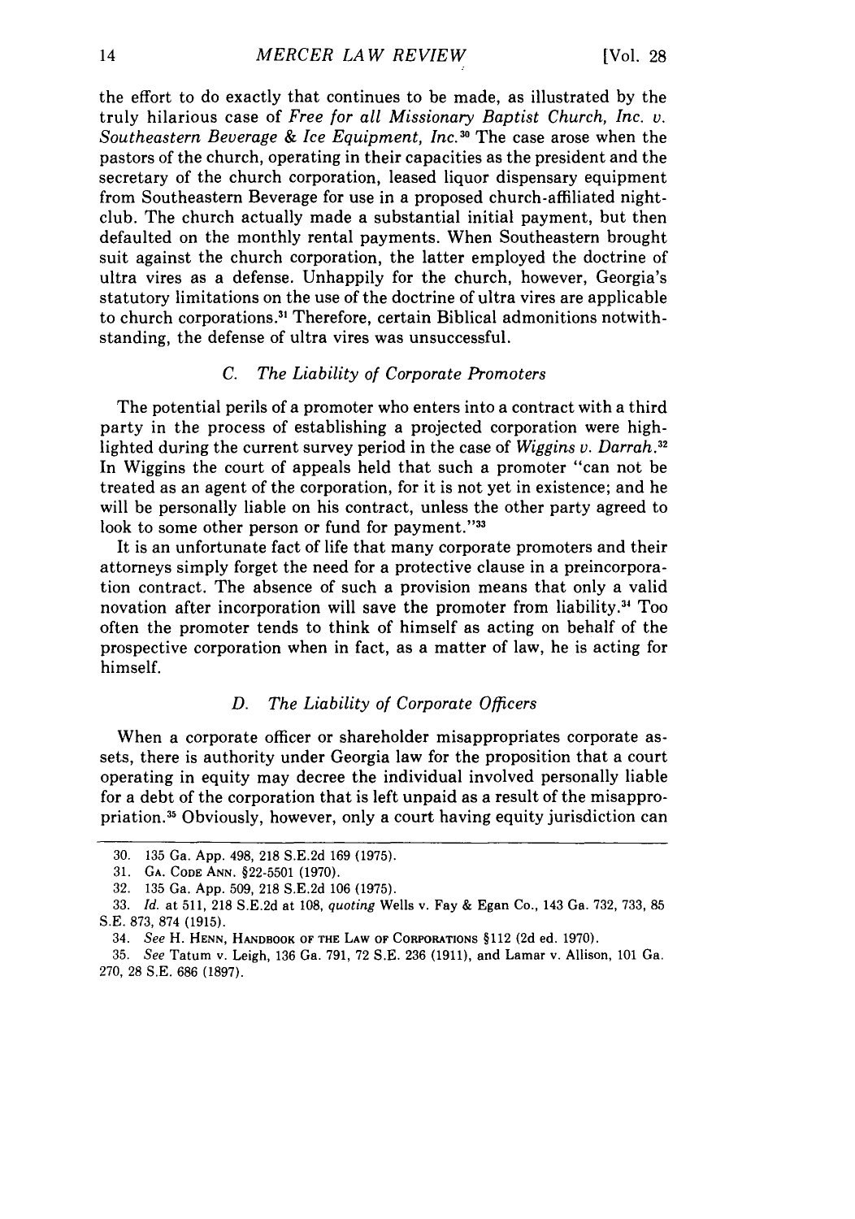the effort to do exactly that continues to be made, as illustrated by the truly hilarious case of *Free for all Missionary Baptist Church, Inc. v. Southeastern Beverage & Ice Equipment, Inc.*[30] The case arose when the pastors of the church, operating in their capacities as the president and the secretary of the church corporation, leased liquor dispensary equipment from Southeastern Beverage for use in a proposed church-affiliated nightclub. The church actually made a substantial initial payment, but then defaulted on the monthly rental payments. When Southeastern brought suit against the church corporation, the latter employed the doctrine of ultra vires as a defense. Unhappily for the church, however, Georgia's statutory limitations on the use of the doctrine of ultra vires are applicable to church corporations.[31] Therefore, certain Biblical admonitions notwithstanding, the defense of ultra vires was unsuccessful.

### *C. The Liability of Corporate Promoters*

The potential perils of a promoter who enters into a contract with a third party in the process of establishing a projected corporation were highlighted during the current survey period in the case of *Wiggins v. Darrah.*[32] In Wiggins the court of appeals held that such a promoter "can not be treated as an agent of the corporation, for it is not yet in existence; and he will be personally liable on his contract, unless the other party agreed to look to some other person or fund for payment."[33]

It is an unfortunate fact of life that many corporate promoters and their attorneys simply forget the need for a protective clause in a preincorporation contract. The absence of such a provision means that only a valid novation after incorporation will save the promoter from liability.[34] Too often the promoter tends to think of himself as acting on behalf of the prospective corporation when in fact, as a matter of law, he is acting for himself.

### *D. The Liability of Corporate Officers*

When a corporate officer or shareholder misappropriates corporate assets, there is authority under Georgia law for the proposition that a court operating in equity may decree the individual involved personally liable for a debt of the corporation that is left unpaid as a result of the misappropriation.[35] Obviously, however, only a court having equity jurisdiction can

---

30. 135 Ga. App. 498, 218 S.E.2d 169 (1975).

31. GA. CODE ANN. §22-5501 (1970).

32. 135 Ga. App. 509, 218 S.E.2d 106 (1975).

33. *Id.* at 511, 218 S.E.2d at 108, *quoting* Wells v. Fay & Egan Co., 143 Ga. 732, 733, 85 S.E. 873, 874 (1915).

34. *See* H. HENN, HANDBOOK OF THE LAW OF CORPORATIONS §112 (2d ed. 1970).

35. *See* Tatum v. Leigh, 136 Ga. 791, 72 S.E. 236 (1911), and Lamar v. Allison, 101 Ga. 270, 28 S.E. 686 (1897).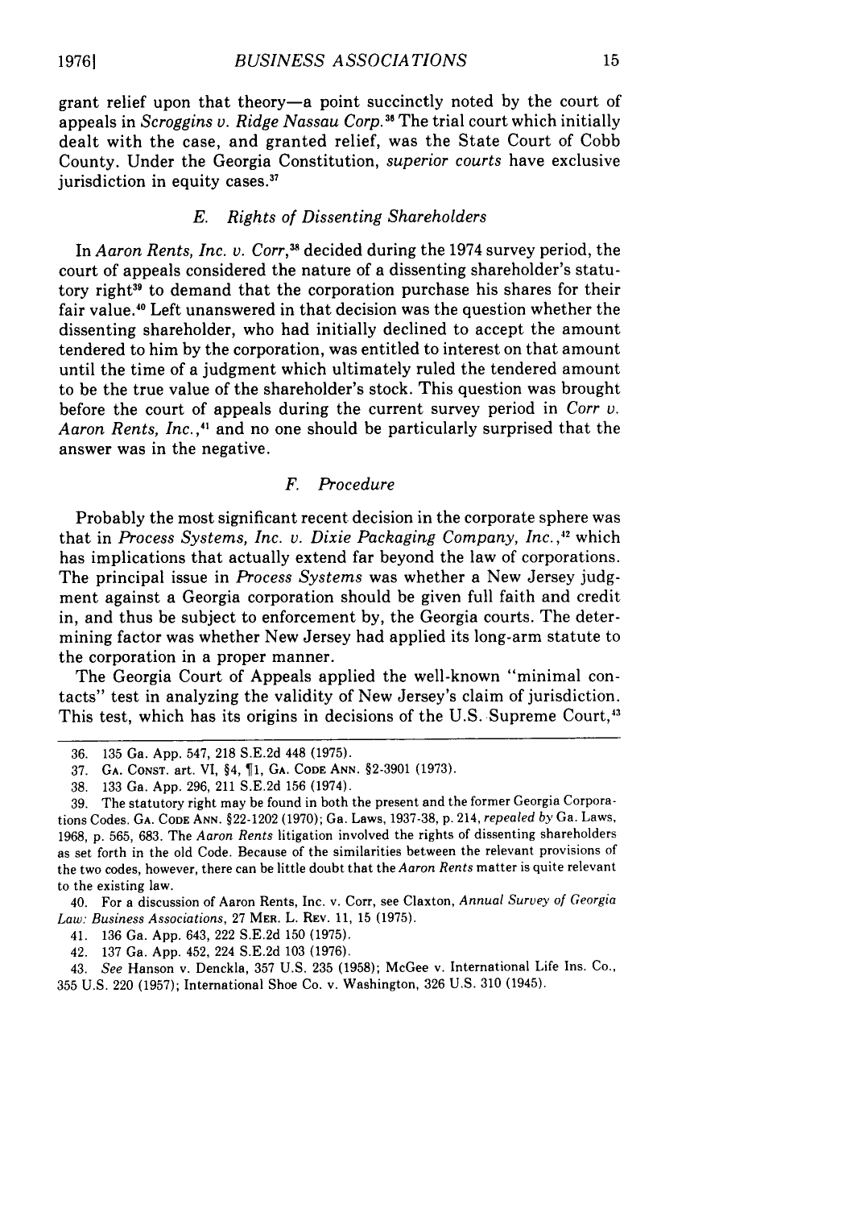grant relief upon that theory—a point succinctly noted by the court of appeals in *Scroggins v. Ridge Nassau Corp.*[36] The trial court which initially dealt with the case, and granted relief, was the State Court of Cobb County. Under the Georgia Constitution, *superior courts* have exclusive jurisdiction in equity cases.[37]

### *E. Rights of Dissenting Shareholders*

In *Aaron Rents, Inc. v. Corr*,[38] decided during the 1974 survey period, the court of appeals considered the nature of a dissenting shareholder's statutory right[39] to demand that the corporation purchase his shares for their fair value.[40] Left unanswered in that decision was the question whether the dissenting shareholder, who had initially declined to accept the amount tendered to him by the corporation, was entitled to interest on that amount until the time of a judgment which ultimately ruled the tendered amount to be the true value of the shareholder's stock. This question was brought before the court of appeals during the current survey period in *Corr v. Aaron Rents, Inc.*,[41] and no one should be particularly surprised that the answer was in the negative.

### *F. Procedure*

Probably the most significant recent decision in the corporate sphere was that in *Process Systems, Inc. v. Dixie Packaging Company, Inc.*,[42] which has implications that actually extend far beyond the law of corporations. The principal issue in *Process Systems* was whether a New Jersey judgment against a Georgia corporation should be given full faith and credit in, and thus be subject to enforcement by, the Georgia courts. The determining factor was whether New Jersey had applied its long-arm statute to the corporation in a proper manner.

The Georgia Court of Appeals applied the well-known "minimal contacts" test in analyzing the validity of New Jersey's claim of jurisdiction. This test, which has its origins in decisions of the U.S. Supreme Court,[43]

---

36. 135 Ga. App. 547, 218 S.E.2d 448 (1975).

37. GA. CONST. art. VI, §4, ¶1, GA. CODE ANN. §2-3901 (1973).

38. 133 Ga. App. 296, 211 S.E.2d 156 (1974).

39. The statutory right may be found in both the present and the former Georgia Corporations Codes. GA. CODE ANN. §22-1202 (1970); Ga. Laws, 1937-38, p. 214, *repealed by* Ga. Laws, 1968, p. 565, 683. The *Aaron Rents* litigation involved the rights of dissenting shareholders as set forth in the old Code. Because of the similarities between the relevant provisions of the two codes, however, there can be little doubt that the *Aaron Rents* matter is quite relevant to the existing law.

40. For a discussion of Aaron Rents, Inc. v. Corr, see Claxton, *Annual Survey of Georgia Law: Business Associations*, 27 MER. L. REV. 11, 15 (1975).

41. 136 Ga. App. 643, 222 S.E.2d 150 (1975).

42. 137 Ga. App. 452, 224 S.E.2d 103 (1976).

43. *See* Hanson v. Denckla, 357 U.S. 235 (1958); McGee v. International Life Ins. Co., 355 U.S. 220 (1957); International Shoe Co. v. Washington, 326 U.S. 310 (1945).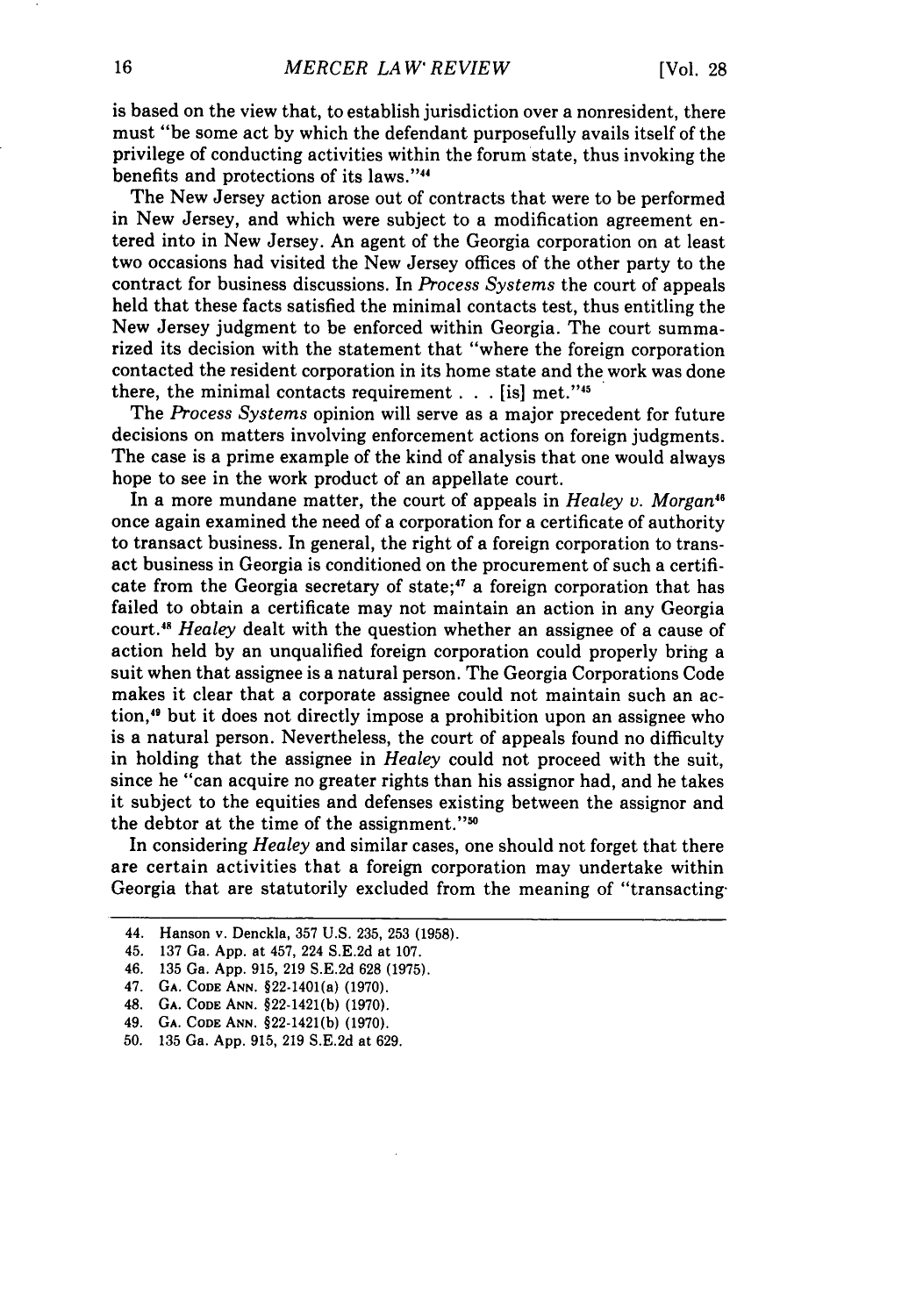is based on the view that, to establish jurisdiction over a nonresident, there must "be some act by which the defendant purposefully avails itself of the privilege of conducting activities within the forum state, thus invoking the benefits and protections of its laws."[44]

The New Jersey action arose out of contracts that were to be performed in New Jersey, and which were subject to a modification agreement entered into in New Jersey. An agent of the Georgia corporation on at least two occasions had visited the New Jersey offices of the other party to the contract for business discussions. In *Process Systems* the court of appeals held that these facts satisfied the minimal contacts test, thus entitling the New Jersey judgment to be enforced within Georgia. The court summarized its decision with the statement that "where the foreign corporation contacted the resident corporation in its home state and the work was done there, the minimal contacts requirement . . . [is] met."[45]

The *Process Systems* opinion will serve as a major precedent for future decisions on matters involving enforcement actions on foreign judgments. The case is a prime example of the kind of analysis that one would always hope to see in the work product of an appellate court.

In a more mundane matter, the court of appeals in *Healey v. Morgan*[46] once again examined the need of a corporation for a certificate of authority to transact business. In general, the right of a foreign corporation to transact business in Georgia is conditioned on the procurement of such a certificate from the Georgia secretary of state;[47] a foreign corporation that has failed to obtain a certificate may not maintain an action in any Georgia court.[48] *Healey* dealt with the question whether an assignee of a cause of action held by an unqualified foreign corporation could properly bring a suit when that assignee is a natural person. The Georgia Corporations Code makes it clear that a corporate assignee could not maintain such an action,[49] but it does not directly impose a prohibition upon an assignee who is a natural person. Nevertheless, the court of appeals found no difficulty in holding that the assignee in *Healey* could not proceed with the suit, since he "can acquire no greater rights than his assignor had, and he takes it subject to the equities and defenses existing between the assignor and the debtor at the time of the assignment."[50]

In considering *Healey* and similar cases, one should not forget that there are certain activities that a foreign corporation may undertake within Georgia that are statutorily excluded from the meaning of "transacting

---

44. Hanson v. Denckla, 357 U.S. 235, 253 (1958).
45. 137 Ga. App. at 457, 224 S.E.2d at 107.
46. 135 Ga. App. 915, 219 S.E.2d 628 (1975).
47. GA. CODE ANN. §22-1401(a) (1970).
48. GA. CODE ANN. §22-1421(b) (1970).
49. GA. CODE ANN. §22-1421(b) (1970).
50. 135 Ga. App. 915, 219 S.E.2d at 629.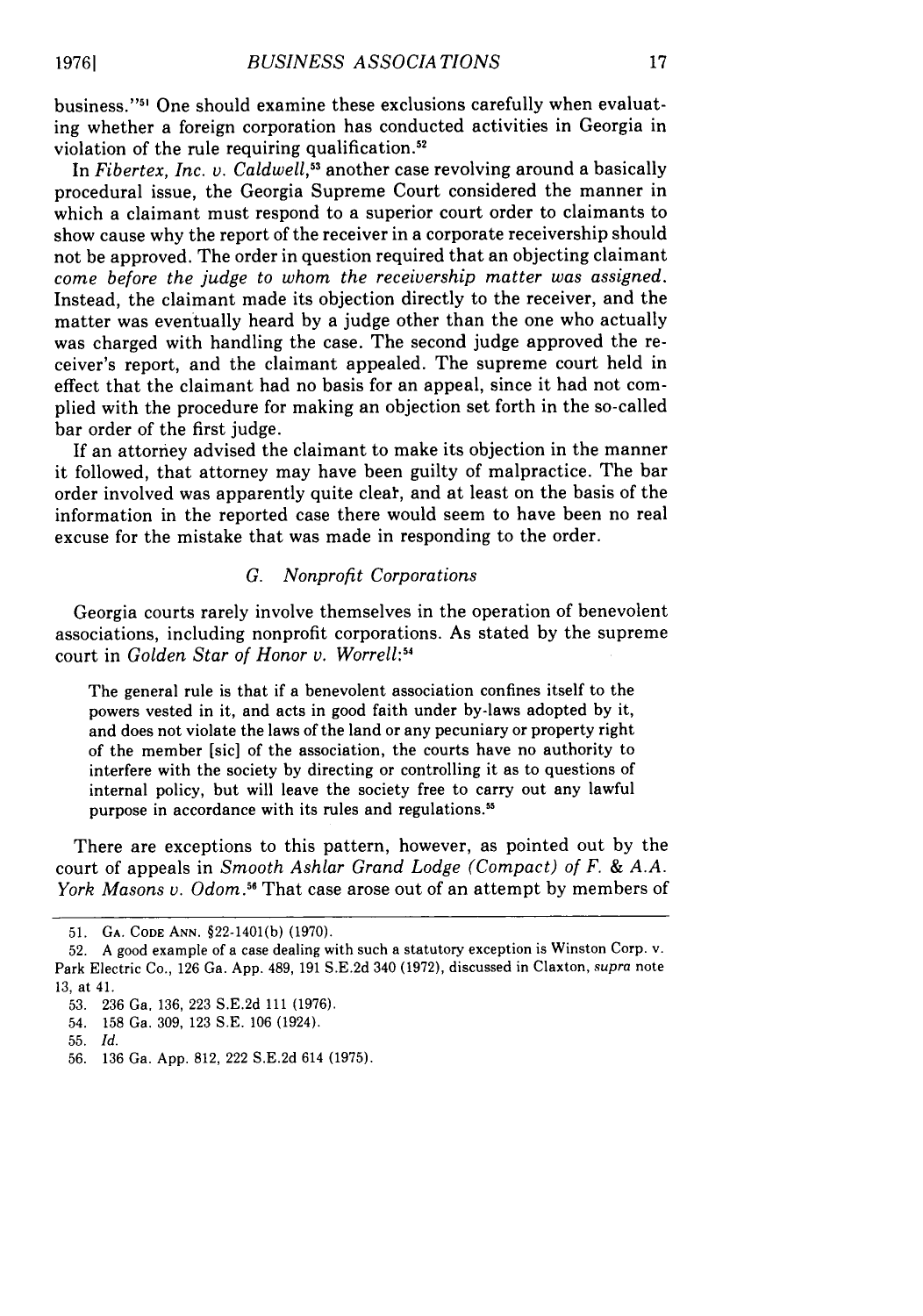business."[51] One should examine these exclusions carefully when evaluating whether a foreign corporation has conducted activities in Georgia in violation of the rule requiring qualification.[52]

In *Fibertex, Inc. v. Caldwell*,[53] another case revolving around a basically procedural issue, the Georgia Supreme Court considered the manner in which a claimant must respond to a superior court order to claimants to show cause why the report of the receiver in a corporate receivership should not be approved. The order in question required that an objecting claimant *come before the judge to whom the receivership matter was assigned.* Instead, the claimant made its objection directly to the receiver, and the matter was eventually heard by a judge other than the one who actually was charged with handling the case. The second judge approved the receiver's report, and the claimant appealed. The supreme court held in effect that the claimant had no basis for an appeal, since it had not complied with the procedure for making an objection set forth in the so-called bar order of the first judge.

If an attorney advised the claimant to make its objection in the manner it followed, that attorney may have been guilty of malpractice. The bar order involved was apparently quite clear, and at least on the basis of the information in the reported case there would seem to have been no real excuse for the mistake that was made in responding to the order.

### G. *Nonprofit Corporations*

Georgia courts rarely involve themselves in the operation of benevolent associations, including nonprofit corporations. As stated by the supreme court in *Golden Star of Honor v. Worrell*:[54]

> The general rule is that if a benevolent association confines itself to the powers vested in it, and acts in good faith under by-laws adopted by it, and does not violate the laws of the land or any pecuniary or property right of the member [sic] of the association, the courts have no authority to interfere with the society by directing or controlling it as to questions of internal policy, but will leave the society free to carry out any lawful purpose in accordance with its rules and regulations.[55]

There are exceptions to this pattern, however, as pointed out by the court of appeals in *Smooth Ashlar Grand Lodge (Compact) of F. & A.A. York Masons v. Odom*.[56] That case arose out of an attempt by members of

---

51. GA. CODE ANN. §22-1401(b) (1970).

52. A good example of a case dealing with such a statutory exception is Winston Corp. v. Park Electric Co., 126 Ga. App. 489, 191 S.E.2d 340 (1972), discussed in Claxton, *supra* note 13, at 41.

53. 236 Ga. 136, 223 S.E.2d 111 (1976).

54. 158 Ga. 309, 123 S.E. 106 (1924).

55. *Id.*

56. 136 Ga. App. 812, 222 S.E.2d 614 (1975).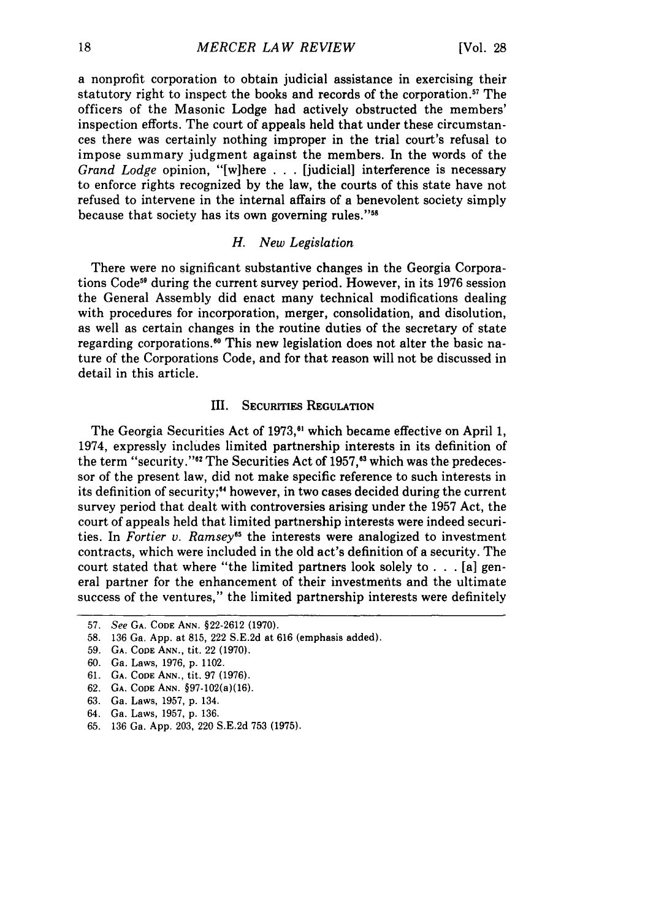a nonprofit corporation to obtain judicial assistance in exercising their statutory right to inspect the books and records of the corporation.[57] The officers of the Masonic Lodge had actively obstructed the members' inspection efforts. The court of appeals held that under these circumstances there was certainly nothing improper in the trial court's refusal to impose summary judgment against the members. In the words of the *Grand Lodge* opinion, "[w]here . . . [judicial] interference is necessary to enforce rights recognized by the law, the courts of this state have not refused to intervene in the internal affairs of a benevolent society simply because that society has its own governing rules."[58]

### *H. New Legislation*

There were no significant substantive changes in the Georgia Corporations Code[59] during the current survey period. However, in its 1976 session the General Assembly did enact many technical modifications dealing with procedures for incorporation, merger, consolidation, and disolution, as well as certain changes in the routine duties of the secretary of state regarding corporations.[60] This new legislation does not alter the basic nature of the Corporations Code, and for that reason will not be discussed in detail in this article.

## III. Securities Regulation

The Georgia Securities Act of 1973,[61] which became effective on April 1, 1974, expressly includes limited partnership interests in its definition of the term "security."[62] The Securities Act of 1957,[63] which was the predecessor of the present law, did not make specific reference to such interests in its definition of security;[64] however, in two cases decided during the current survey period that dealt with controversies arising under the 1957 Act, the court of appeals held that limited partnership interests were indeed securities. In *Fortier v. Ramsey*[65] the interests were analogized to investment contracts, which were included in the old act's definition of a security. The court stated that where "the limited partners look solely to . . . [a] general partner for the enhancement of their investments and the ultimate success of the ventures," the limited partnership interests were definitely

---

57. *See* Ga. Code Ann. §22-2612 (1970).
58. 136 Ga. App. at 815, 222 S.E.2d at 616 (emphasis added).
59. Ga. Code Ann., tit. 22 (1970).
60. Ga. Laws, 1976, p. 1102.
61. Ga. Code Ann., tit. 97 (1976).
62. Ga. Code Ann. §97-102(a)(16).
63. Ga. Laws, 1957, p. 134.
64. Ga. Laws, 1957, p. 136.
65. 136 Ga. App. 203, 220 S.E.2d 753 (1975).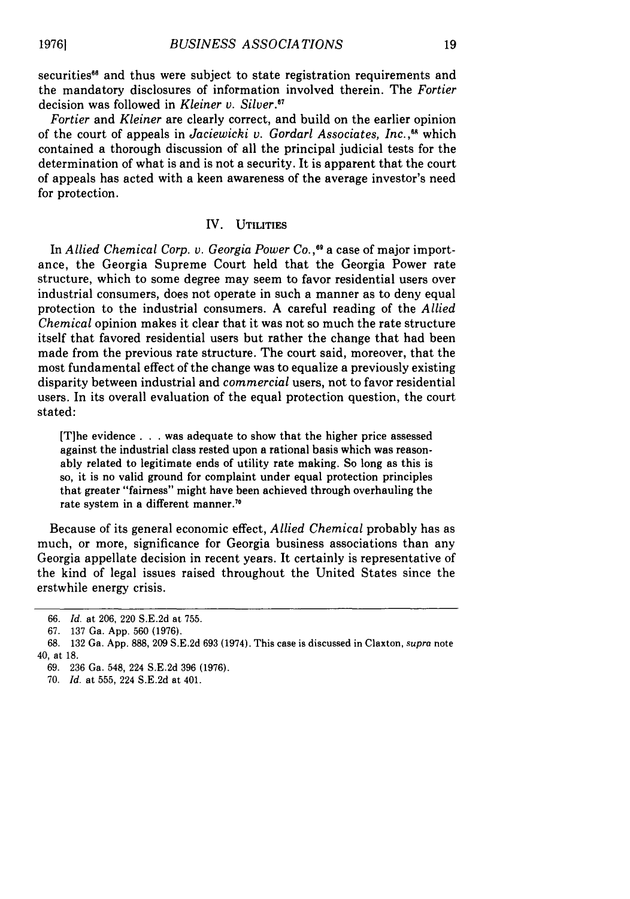securities[66] and thus were subject to state registration requirements and the mandatory disclosures of information involved therein. The *Fortier* decision was followed in *Kleiner v. Silver*.[67]

*Fortier* and *Kleiner* are clearly correct, and build on the earlier opinion of the court of appeals in *Jaciewicki v. Gordarl Associates, Inc.*,[68] which contained a thorough discussion of all the principal judicial tests for the determination of what is and is not a security. It is apparent that the court of appeals has acted with a keen awareness of the average investor's need for protection.

## IV. UTILITIES

In *Allied Chemical Corp. v. Georgia Power Co.*,[69] a case of major importance, the Georgia Supreme Court held that the Georgia Power rate structure, which to some degree may seem to favor residential users over industrial consumers, does not operate in such a manner as to deny equal protection to the industrial consumers. A careful reading of the *Allied Chemical* opinion makes it clear that it was not so much the rate structure itself that favored residential users but rather the change that had been made from the previous rate structure. The court said, moreover, that the most fundamental effect of the change was to equalize a previously existing disparity between industrial and *commercial* users, not to favor residential users. In its overall evaluation of the equal protection question, the court stated:

> [T]he evidence . . . was adequate to show that the higher price assessed against the industrial class rested upon a rational basis which was reasonably related to legitimate ends of utility rate making. So long as this is so, it is no valid ground for complaint under equal protection principles that greater "fairness" might have been achieved through overhauling the rate system in a different manner.[70]

Because of its general economic effect, *Allied Chemical* probably has as much, or more, significance for Georgia business associations than any Georgia appellate decision in recent years. It certainly is representative of the kind of legal issues raised throughout the United States since the erstwhile energy crisis.

---

66. *Id.* at 206, 220 S.E.2d at 755.

67. 137 Ga. App. 560 (1976).

68. 132 Ga. App. 888, 209 S.E.2d 693 (1974). This case is discussed in Claxton, *supra* note 40, at 18.

69. 236 Ga. 548, 224 S.E.2d 396 (1976).

70. *Id.* at 555, 224 S.E.2d at 401.